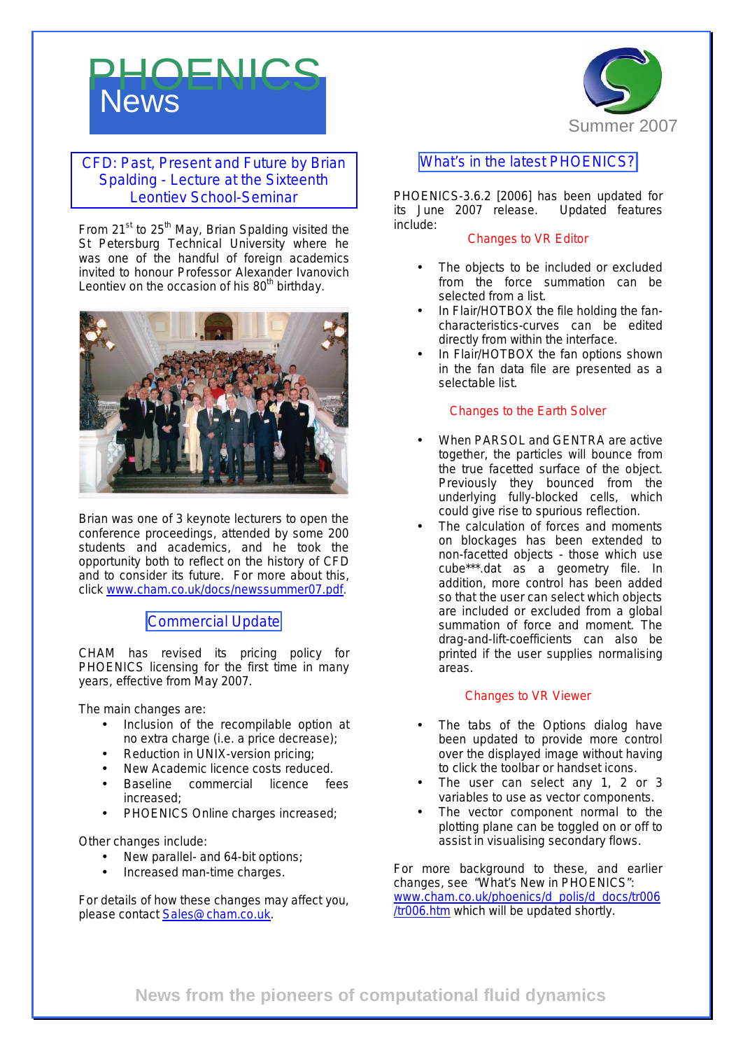# PHOENICS News

Summer 2007

## CFD: Past, Present and Future by Brian Spalding - Lecture at the Sixteenth Leontiev School-Seminar

From 21st to 25th May, Brian Spalding visited the St Petersburg Technical University where he was one of the handful of foreign academics invited to honour Professor Alexander Ivanovich Leontiev on the occasion of his 80th birthday.

Brian was one of 3 keynote lecturers to open the conference proceedings, attended by some 200 students and academics, and he took the opportunity both to reflect on the history of CFD and to consider its future. For more about this, click www.cham.co.uk/docs/newssummer07.pdf.

## Commercial Update

CHAM has revised its pricing policy for PHOENICS licensing for the first time in many years, effective from May 2007.

The main changes are:

- Inclusion of the recompilable option at no extra charge (i.e. a price decrease);
- Reduction in UNIX-version pricing;
- New Academic licence costs reduced.
- Baseline commercial licence fees increased;
- PHOENICS Online charges increased;

Other changes include:

- New parallel- and 64-bit options;
- Increased man-time charges.

For details of how these changes may affect you, please contact Sales@cham.co.uk.

## What's in the latest PHOENICS?

PHOENICS-3.6.2 [2006] has been updated for its June 2007 release. Updated features include:

### Changes to VR Editor

- The objects to be included or excluded from the force summation can be selected from a list.
- In Flair/HOTBOX the file holding the fan-characteristics-curves can be edited directly from within the interface.
- In Flair/HOTBOX the fan options shown in the fan data file are presented as a selectable list.

### Changes to the Earth Solver

- When PARSOL and GENTRA are active together, the particles will bounce from the true facetted surface of the object. Previously they bounced from the underlying fully-blocked cells, which could give rise to spurious reflection.
- The calculation of forces and moments on blockages has been extended to non-facetted objects - those which use cube***.dat as a geometry file. In addition, more control has been added so that the user can select which objects are included or excluded from a global summation of force and moment. The drag-and-lift-coefficients can also be printed if the user supplies normalising areas.

### Changes to VR Viewer

- The tabs of the Options dialog have been updated to provide more control over the displayed image without having to click the toolbar or handset icons.
- The user can select any 1, 2 or 3 variables to use as vector components.
- The vector component normal to the plotting plane can be toggled on or off to assist in visualising secondary flows.

For more background to these, and earlier changes, see "What's New in PHOENICS": www.cham.co.uk/phoenics/d_polis/d_docs/tr006/tr006.htm which will be updated shortly.

News from the pioneers of computational fluid dynamics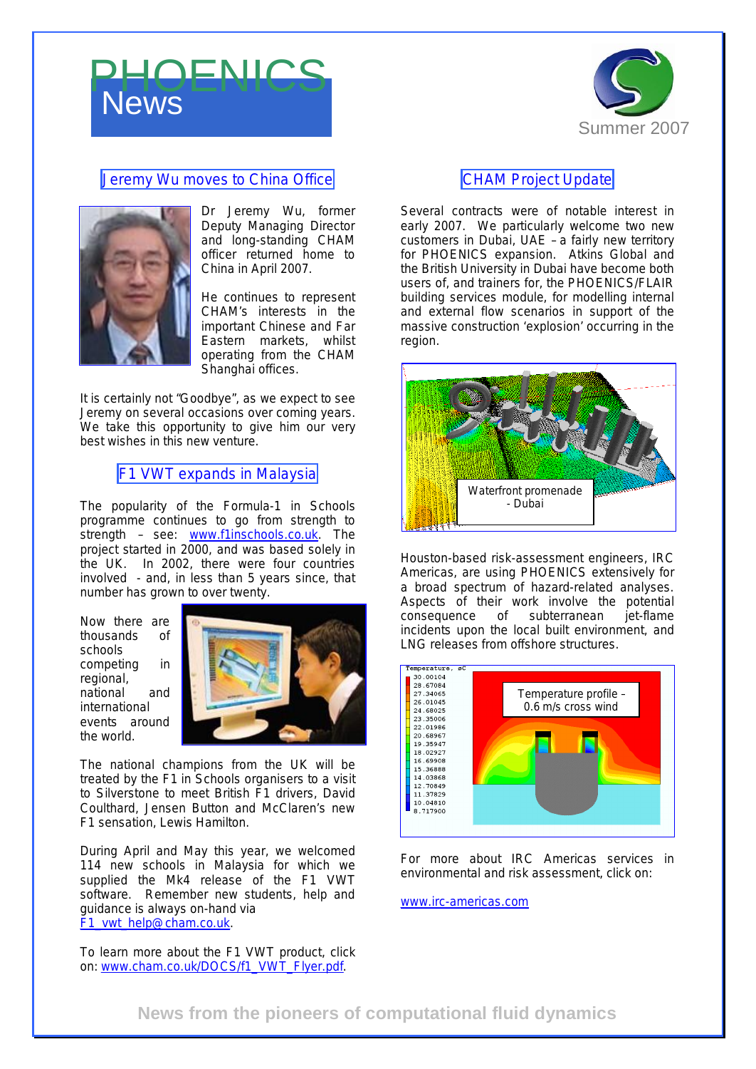# PHOENICS News

Summer 2007

## Jeremy Wu moves to China Office

Dr Jeremy Wu, former Deputy Managing Director and long-standing CHAM officer returned home to China in April 2007.

He continues to represent CHAM's interests in the important Chinese and Far Eastern markets, whilst operating from the CHAM Shanghai offices.

It is certainly not "Goodbye", as we expect to see Jeremy on several occasions over coming years. We take this opportunity to give him our very best wishes in this new venture.

## F1 VWT expands in Malaysia

The popularity of the Formula-1 in Schools programme continues to go from strength to strength – see: www.f1inschools.co.uk. The project started in 2000, and was based solely in the UK. In 2002, there were four countries involved - and, in less than 5 years since, that number has grown to over twenty.

Now there are thousands of schools competing in regional, national and international events around the world.

The national champions from the UK will be treated by the F1 in Schools organisers to a visit to Silverstone to meet British F1 drivers, David Coulthard, Jensen Button and McClaren's new F1 sensation, Lewis Hamilton.

During April and May this year, we welcomed 114 new schools in Malaysia for which we supplied the Mk4 release of the F1 VWT software. Remember new students, help and guidance is always on-hand via F1_vwt_help@cham.co.uk.

To learn more about the F1 VWT product, click on: www.cham.co.uk/DOCS/f1_VWT_Flyer.pdf.

## CHAM Project Update

Several contracts were of notable interest in early 2007. We particularly welcome two new customers in Dubai, UAE – a fairly new territory for PHOENICS expansion. Atkins Global and the British University in Dubai have become both users of, and trainers for, the PHOENICS/FLAIR building services module, for modelling internal and external flow scenarios in support of the massive construction 'explosion' occurring in the region.

Waterfront promenade - Dubai

Houston-based risk-assessment engineers, IRC Americas, are using PHOENICS extensively for a broad spectrum of hazard-related analyses. Aspects of their work involve the potential consequence of subterranean jet-flame incidents upon the local built environment, and LNG releases from offshore structures.

Temperature profile – 0.6 m/s cross wind

For more about IRC Americas services in environmental and risk assessment, click on:

www.irc-americas.com

News from the pioneers of computational fluid dynamics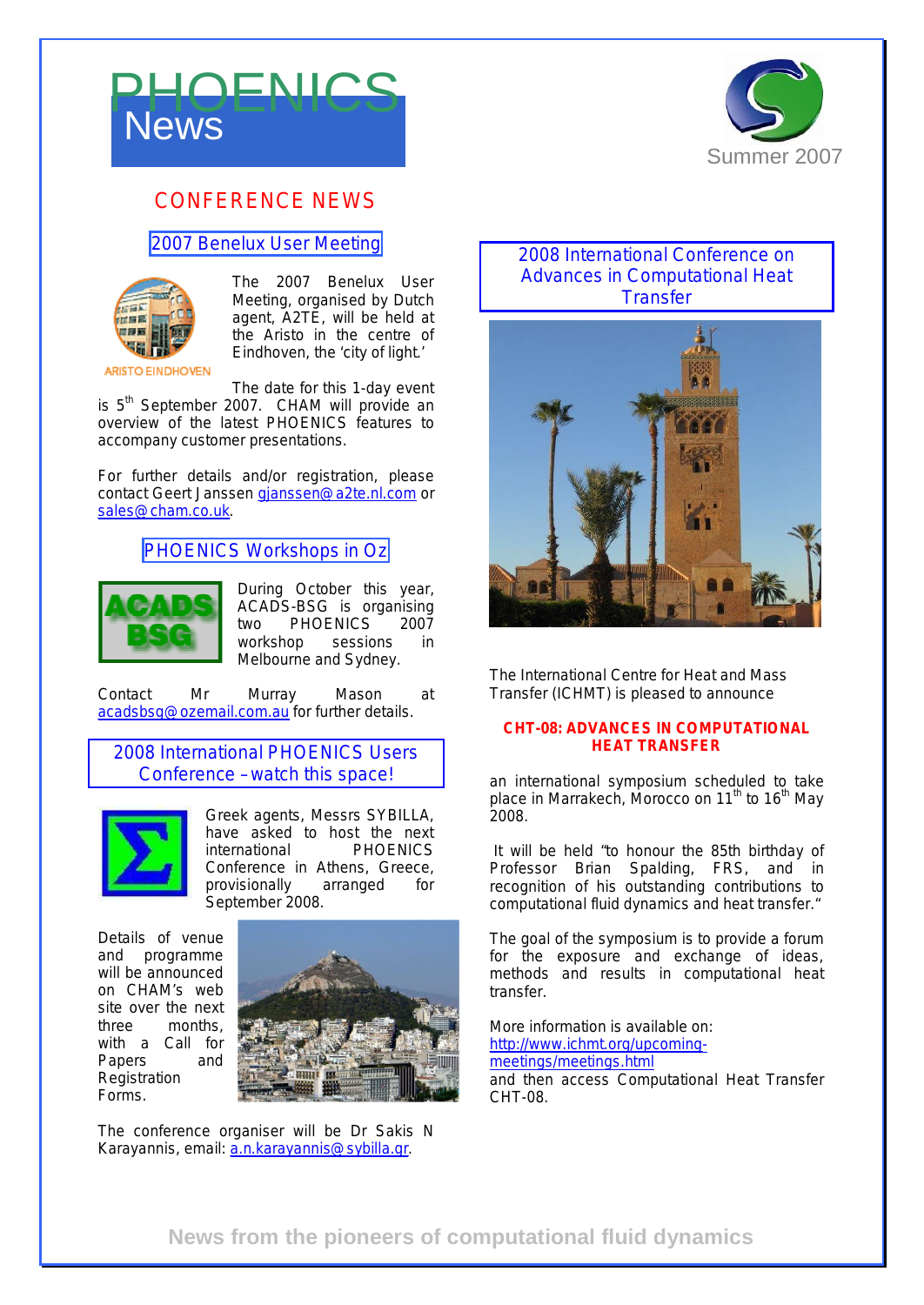# PHOENICS News

Summer 2007

## CONFERENCE NEWS

### 2007 Benelux User Meeting

ARISTO EINDHOVEN

The 2007 Benelux User Meeting, organised by Dutch agent, A2TE, will be held at the Aristo in the centre of Eindhoven, the 'city of light.'

The date for this 1-day event is 5th September 2007. CHAM will provide an overview of the latest PHOENICS features to accompany customer presentations.

For further details and/or registration, please contact Geert Janssen gjanssen@a2te.nl.com or sales@cham.co.uk.

### PHOENICS Workshops in Oz

During October this year, ACADS-BSG is organising two PHOENICS 2007 workshop sessions in Melbourne and Sydney.

Contact Mr Murray Mason at acadsbsg@ozemail.com.au for further details.

### 2008 International PHOENICS Users Conference – watch this space!

Greek agents, Messrs SYBILLA, have asked to host the next international PHOENICS Conference in Athens, Greece, provisionally arranged for September 2008.

Details of venue and programme will be announced on CHAM's web site over the next three months, with a Call for Papers and Registration Forms.

The conference organiser will be Dr Sakis N Karayannis, email: a.n.karayannis@sybilla.gr.

### 2008 International Conference on Advances in Computational Heat Transfer

The International Centre for Heat and Mass Transfer (ICHMT) is pleased to announce

**CHT-08: ADVANCES IN COMPUTATIONAL HEAT TRANSFER**

an international symposium scheduled to take place in Marrakech, Morocco on 11th to 16th May 2008.

It will be held "to honour the 85th birthday of Professor Brian Spalding, FRS, and in recognition of his outstanding contributions to computational fluid dynamics and heat transfer."

The goal of the symposium is to provide a forum for the exposure and exchange of ideas, methods and results in computational heat transfer.

More information is available on:
http://www.ichmt.org/upcoming-meetings/meetings.html
and then access Computational Heat Transfer CHT-08.

News from the pioneers of computational fluid dynamics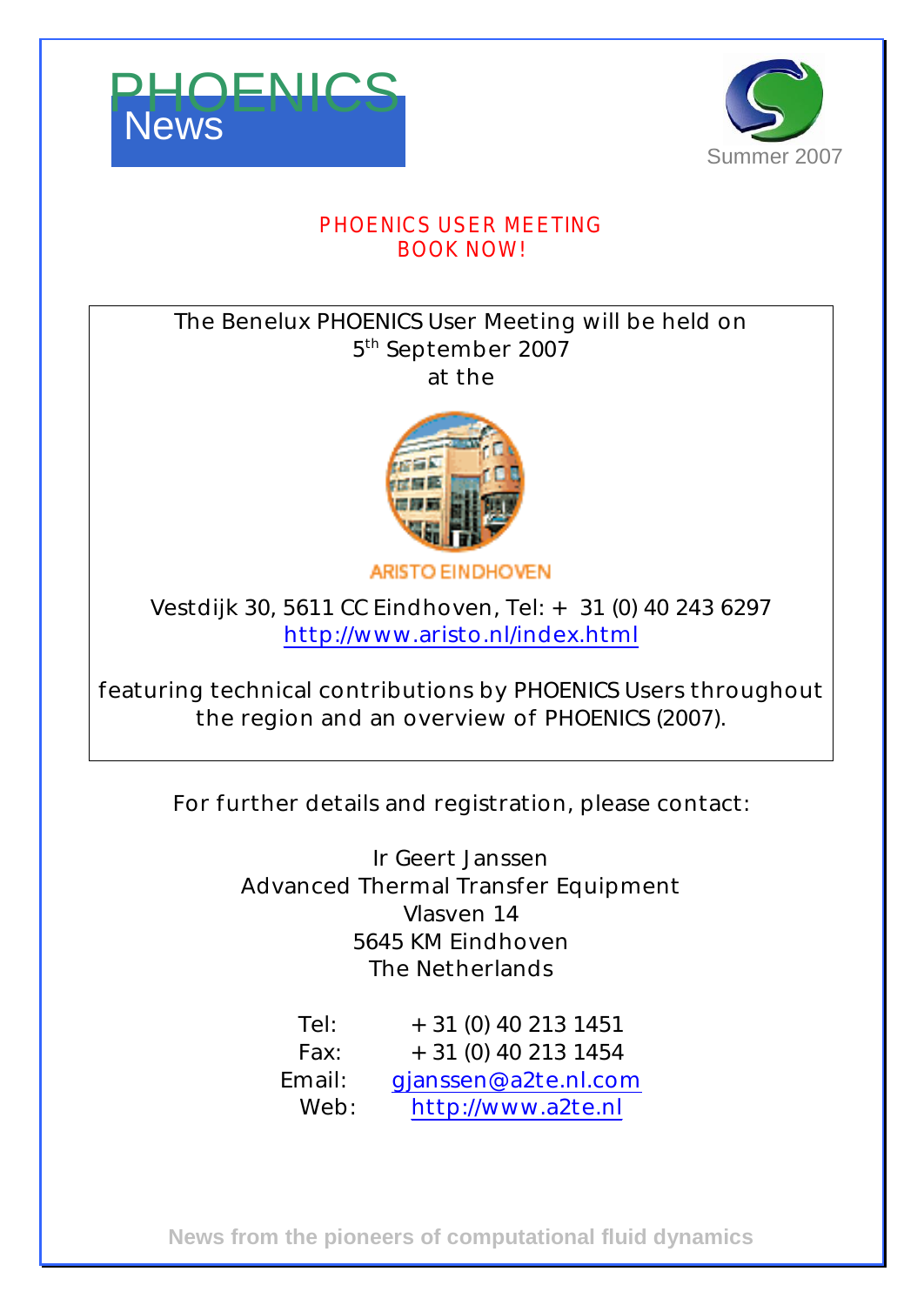# PHOENICS News

Summer 2007

## PHOENICS USER MEETING
## BOOK NOW!

The Benelux PHOENICS User Meeting will be held on
5th September 2007
at the

ARISTO EINDHOVEN

Vestdijk 30, 5611 CC Eindhoven, Tel: + 31 (0) 40 243 6297
http://www.aristo.nl/index.html

featuring technical contributions by PHOENICS Users throughout the region and an overview of PHOENICS (2007).

For further details and registration, please contact:

Ir Geert Janssen
Advanced Thermal Transfer Equipment
Vlasven 14
5645 KM Eindhoven
The Netherlands

| | |
|---|---|
| Tel: | + 31 (0) 40 213 1451 |
| Fax: | + 31 (0) 40 213 1454 |
| Email: | gjanssen@a2te.nl.com |
| Web: | http://www.a2te.nl |

News from the pioneers of computational fluid dynamics